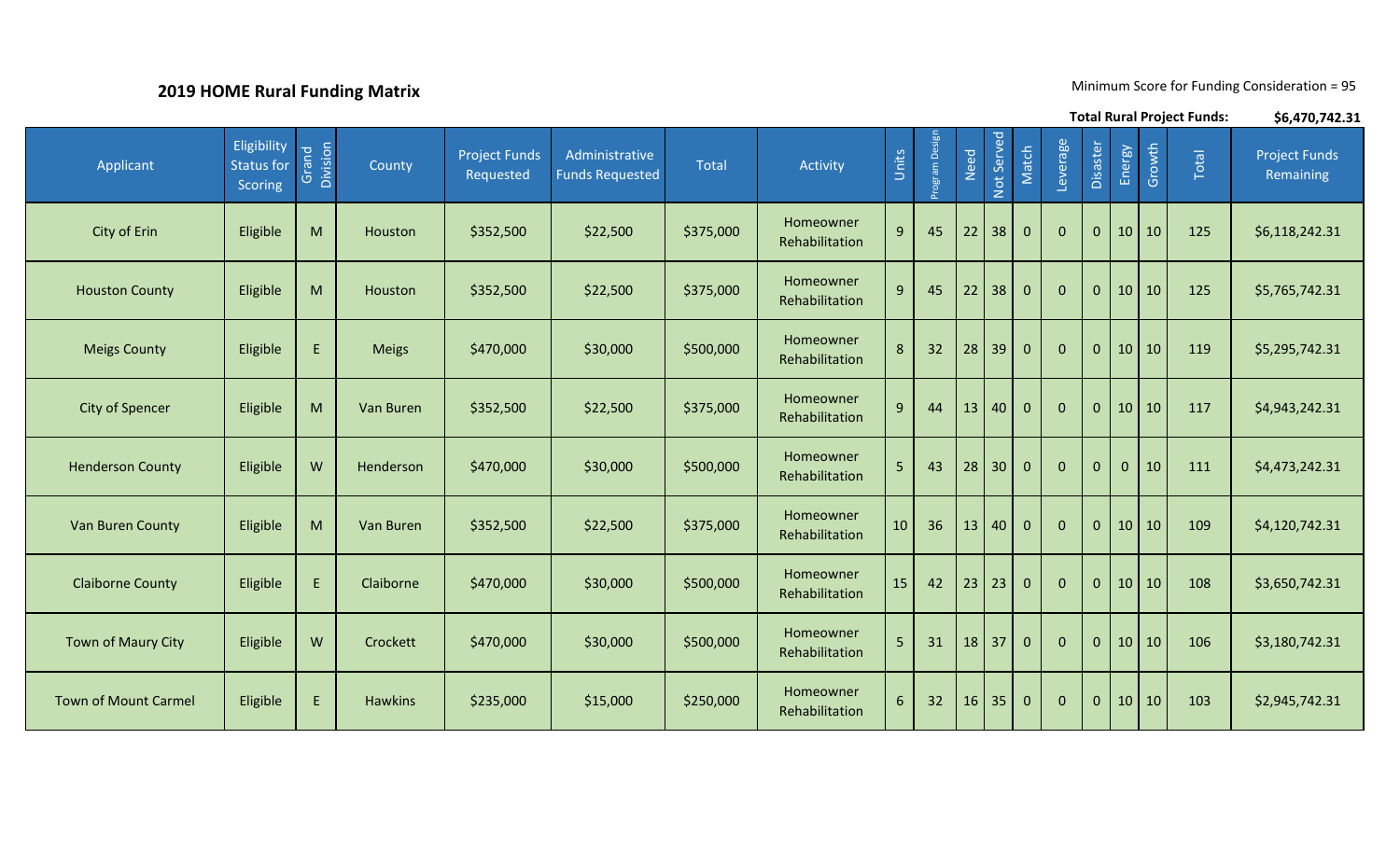## 2019 HOME Rural Funding Matrix

Minimum Score for Funding Consideration = 95

**Total Rural Project Funds:** **$6,470,742.31**

| Applicant | Eligibility Status for Scoring | Grand Division | County | Project Funds Requested | Administrative Funds Requested | Total | Activity | Units | Program Design | Need | Not Served | Match | Leverage | Disaster | Energy | Growth | Total | Project Funds Remaining |
|---|---|---|---|---|---|---|---|---|---|---|---|---|---|---|---|---|---|---|
| City of Erin | Eligible | M | Houston | $352,500 | $22,500 | $375,000 | Homeowner Rehabilitation | 9 | 45 | 22 | 38 | 0 | 0 | 0 | 10 | 10 | 125 | $6,118,242.31 |
| Houston County | Eligible | M | Houston | $352,500 | $22,500 | $375,000 | Homeowner Rehabilitation | 9 | 45 | 22 | 38 | 0 | 0 | 0 | 10 | 10 | 125 | $5,765,742.31 |
| Meigs County | Eligible | E | Meigs | $470,000 | $30,000 | $500,000 | Homeowner Rehabilitation | 8 | 32 | 28 | 39 | 0 | 0 | 0 | 10 | 10 | 119 | $5,295,742.31 |
| City of Spencer | Eligible | M | Van Buren | $352,500 | $22,500 | $375,000 | Homeowner Rehabilitation | 9 | 44 | 13 | 40 | 0 | 0 | 0 | 10 | 10 | 117 | $4,943,242.31 |
| Henderson County | Eligible | W | Henderson | $470,000 | $30,000 | $500,000 | Homeowner Rehabilitation | 5 | 43 | 28 | 30 | 0 | 0 | 0 | 0 | 10 | 111 | $4,473,242.31 |
| Van Buren County | Eligible | M | Van Buren | $352,500 | $22,500 | $375,000 | Homeowner Rehabilitation | 10 | 36 | 13 | 40 | 0 | 0 | 0 | 10 | 10 | 109 | $4,120,742.31 |
| Claiborne County | Eligible | E | Claiborne | $470,000 | $30,000 | $500,000 | Homeowner Rehabilitation | 15 | 42 | 23 | 23 | 0 | 0 | 0 | 10 | 10 | 108 | $3,650,742.31 |
| Town of Maury City | Eligible | W | Crockett | $470,000 | $30,000 | $500,000 | Homeowner Rehabilitation | 5 | 31 | 18 | 37 | 0 | 0 | 0 | 10 | 10 | 106 | $3,180,742.31 |
| Town of Mount Carmel | Eligible | E | Hawkins | $235,000 | $15,000 | $250,000 | Homeowner Rehabilitation | 6 | 32 | 16 | 35 | 0 | 0 | 0 | 10 | 10 | 103 | $2,945,742.31 |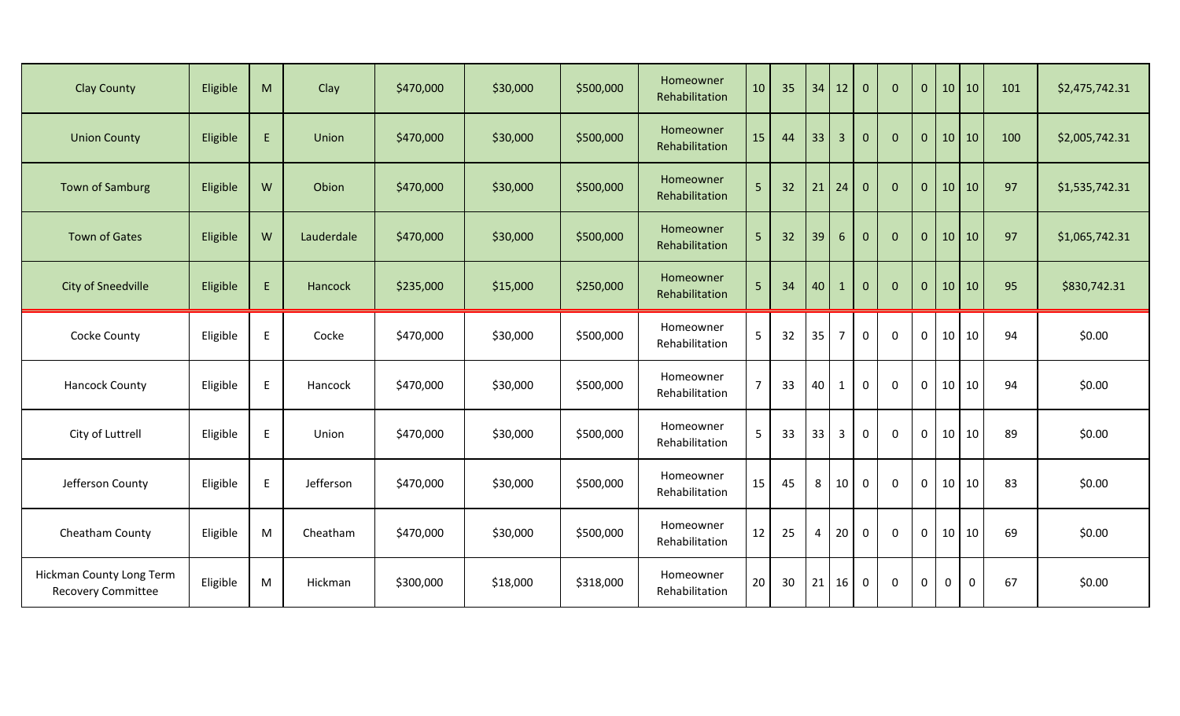| | | | | | | | | | | | | | | | | | | |
|---|---|---|---|---|---|---|---|---|---|---|---|---|---|---|---|---|---|---|
| Clay County | Eligible | M | Clay | $470,000 | $30,000 | $500,000 | Homeowner Rehabilitation | 10 | 35 | 34 | 12 | 0 | 0 | 0 | 10 | 10 | 101 | $2,475,742.31 |
| Union County | Eligible | E | Union | $470,000 | $30,000 | $500,000 | Homeowner Rehabilitation | 15 | 44 | 33 | 3 | 0 | 0 | 0 | 10 | 10 | 100 | $2,005,742.31 |
| Town of Samburg | Eligible | W | Obion | $470,000 | $30,000 | $500,000 | Homeowner Rehabilitation | 5 | 32 | 21 | 24 | 0 | 0 | 0 | 10 | 10 | 97 | $1,535,742.31 |
| Town of Gates | Eligible | W | Lauderdale | $470,000 | $30,000 | $500,000 | Homeowner Rehabilitation | 5 | 32 | 39 | 6 | 0 | 0 | 0 | 10 | 10 | 97 | $1,065,742.31 |
| City of Sneedville | Eligible | E | Hancock | $235,000 | $15,000 | $250,000 | Homeowner Rehabilitation | 5 | 34 | 40 | 1 | 0 | 0 | 0 | 10 | 10 | 95 | $830,742.31 |
| Cocke County | Eligible | E | Cocke | $470,000 | $30,000 | $500,000 | Homeowner Rehabilitation | 5 | 32 | 35 | 7 | 0 | 0 | 0 | 10 | 10 | 94 | $0.00 |
| Hancock County | Eligible | E | Hancock | $470,000 | $30,000 | $500,000 | Homeowner Rehabilitation | 7 | 33 | 40 | 1 | 0 | 0 | 0 | 10 | 10 | 94 | $0.00 |
| City of Luttrell | Eligible | E | Union | $470,000 | $30,000 | $500,000 | Homeowner Rehabilitation | 5 | 33 | 33 | 3 | 0 | 0 | 0 | 10 | 10 | 89 | $0.00 |
| Jefferson County | Eligible | E | Jefferson | $470,000 | $30,000 | $500,000 | Homeowner Rehabilitation | 15 | 45 | 8 | 10 | 0 | 0 | 0 | 10 | 10 | 83 | $0.00 |
| Cheatham County | Eligible | M | Cheatham | $470,000 | $30,000 | $500,000 | Homeowner Rehabilitation | 12 | 25 | 4 | 20 | 0 | 0 | 0 | 10 | 10 | 69 | $0.00 |
| Hickman County Long Term Recovery Committee | Eligible | M | Hickman | $300,000 | $18,000 | $318,000 | Homeowner Rehabilitation | 20 | 30 | 21 | 16 | 0 | 0 | 0 | 0 | 0 | 67 | $0.00 |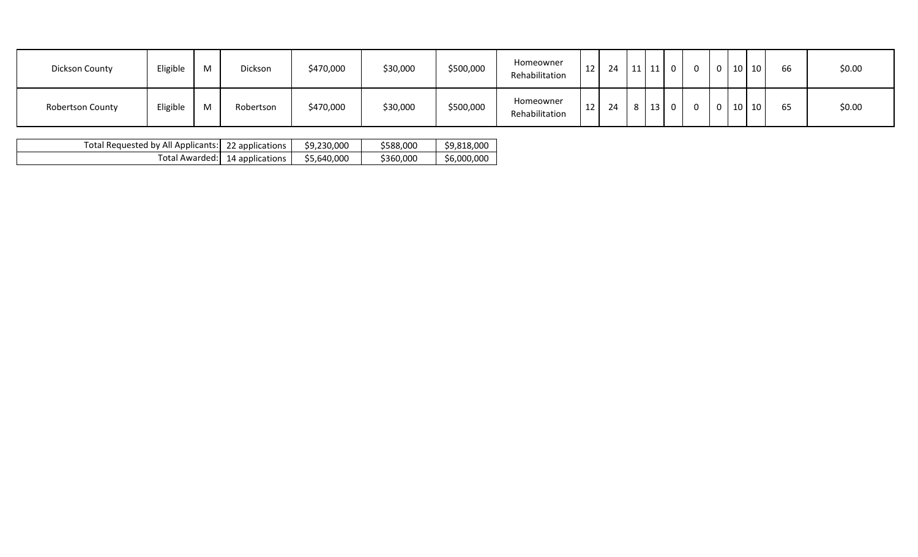| | | | | | | | | | | | | | | | | | | |
|---|---|---|---|---|---|---|---|---|---|---|---|---|---|---|---|---|---|---|
| Dickson County | Eligible | M | Dickson | $470,000 | $30,000 | $500,000 | Homeowner Rehabilitation | 12 | 24 | 11 | 11 | 0 | 0 | 0 | 10 | 10 | 66 | $0.00 |
| Robertson County | Eligible | M | Robertson | $470,000 | $30,000 | $500,000 | Homeowner Rehabilitation | 12 | 24 | 8 | 13 | 0 | 0 | 0 | 10 | 10 | 65 | $0.00 |

| | | | | |
|---|---|---|---|---|
| Total Requested by All Applicants: | 22 applications | $9,230,000 | $588,000 | $9,818,000 |
| Total Awarded: | 14 applications | $5,640,000 | $360,000 | $6,000,000 |